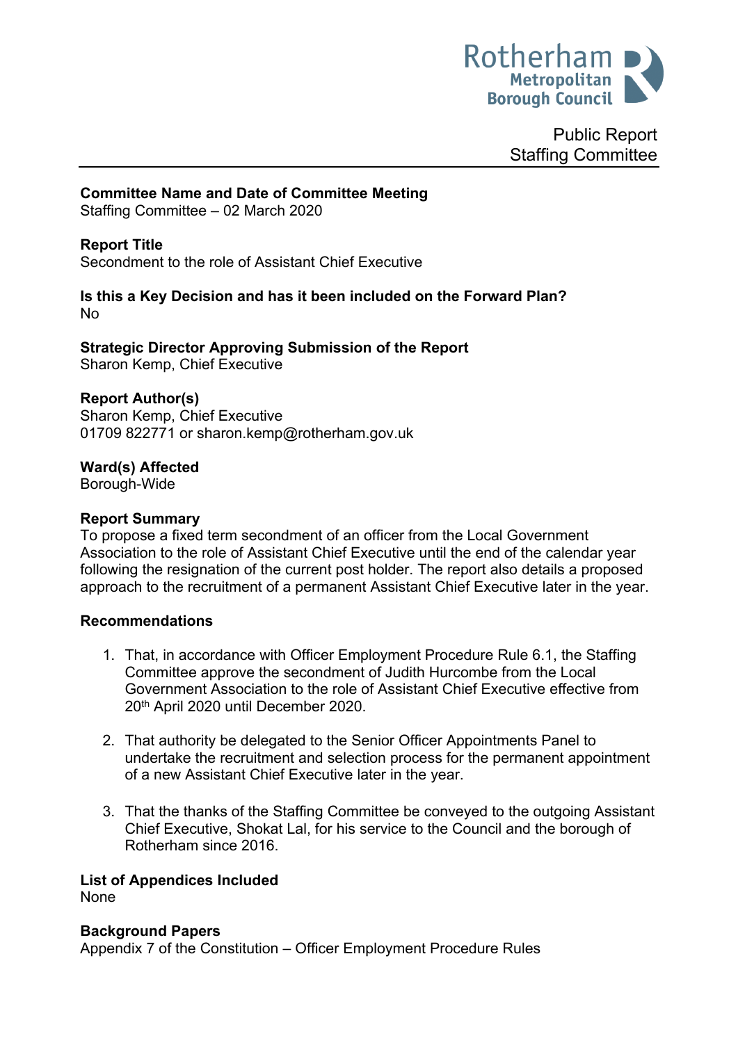Rotherham Metropolitan Borough Council

Public Report
Staffing Committee

**Committee Name and Date of Committee Meeting**
Staffing Committee – 02 March 2020

**Report Title**
Secondment to the role of Assistant Chief Executive

**Is this a Key Decision and has it been included on the Forward Plan?**
No

**Strategic Director Approving Submission of the Report**
Sharon Kemp, Chief Executive

**Report Author(s)**
Sharon Kemp, Chief Executive
01709 822771 or sharon.kemp@rotherham.gov.uk

**Ward(s) Affected**
Borough-Wide

**Report Summary**
To propose a fixed term secondment of an officer from the Local Government Association to the role of Assistant Chief Executive until the end of the calendar year following the resignation of the current post holder. The report also details a proposed approach to the recruitment of a permanent Assistant Chief Executive later in the year.

**Recommendations**

1. That, in accordance with Officer Employment Procedure Rule 6.1, the Staffing Committee approve the secondment of Judith Hurcombe from the Local Government Association to the role of Assistant Chief Executive effective from 20th April 2020 until December 2020.

2. That authority be delegated to the Senior Officer Appointments Panel to undertake the recruitment and selection process for the permanent appointment of a new Assistant Chief Executive later in the year.

3. That the thanks of the Staffing Committee be conveyed to the outgoing Assistant Chief Executive, Shokat Lal, for his service to the Council and the borough of Rotherham since 2016.

**List of Appendices Included**
None

**Background Papers**
Appendix 7 of the Constitution – Officer Employment Procedure Rules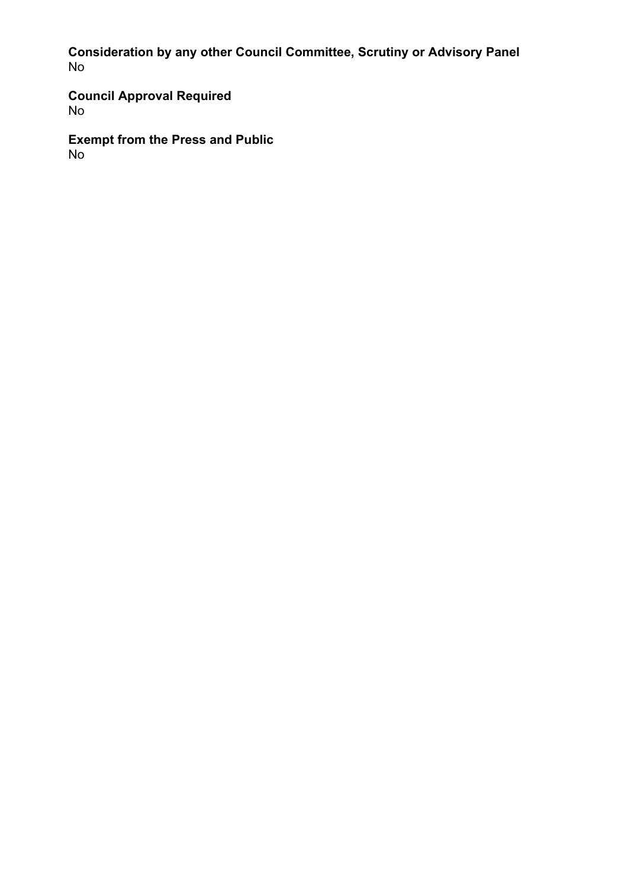**Consideration by any other Council Committee, Scrutiny or Advisory Panel**
No

**Council Approval Required**
No

**Exempt from the Press and Public**
No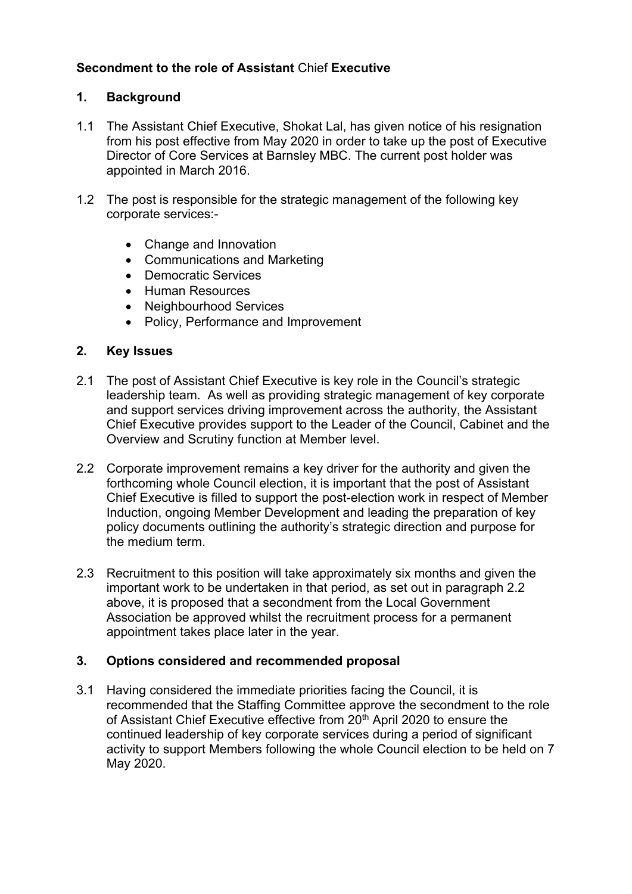**Secondment to the role of Assistant** Chief **Executive**

**1. Background**

1.1 The Assistant Chief Executive, Shokat Lal, has given notice of his resignation from his post effective from May 2020 in order to take up the post of Executive Director of Core Services at Barnsley MBC. The current post holder was appointed in March 2016.

1.2 The post is responsible for the strategic management of the following key corporate services:-

- Change and Innovation
- Communications and Marketing
- Democratic Services
- Human Resources
- Neighbourhood Services
- Policy, Performance and Improvement

**2. Key Issues**

2.1 The post of Assistant Chief Executive is key role in the Council's strategic leadership team. As well as providing strategic management of key corporate and support services driving improvement across the authority, the Assistant Chief Executive provides support to the Leader of the Council, Cabinet and the Overview and Scrutiny function at Member level.

2.2 Corporate improvement remains a key driver for the authority and given the forthcoming whole Council election, it is important that the post of Assistant Chief Executive is filled to support the post-election work in respect of Member Induction, ongoing Member Development and leading the preparation of key policy documents outlining the authority's strategic direction and purpose for the medium term.

2.3 Recruitment to this position will take approximately six months and given the important work to be undertaken in that period, as set out in paragraph 2.2 above, it is proposed that a secondment from the Local Government Association be approved whilst the recruitment process for a permanent appointment takes place later in the year.

**3. Options considered and recommended proposal**

3.1 Having considered the immediate priorities facing the Council, it is recommended that the Staffing Committee approve the secondment to the role of Assistant Chief Executive effective from 20th April 2020 to ensure the continued leadership of key corporate services during a period of significant activity to support Members following the whole Council election to be held on 7 May 2020.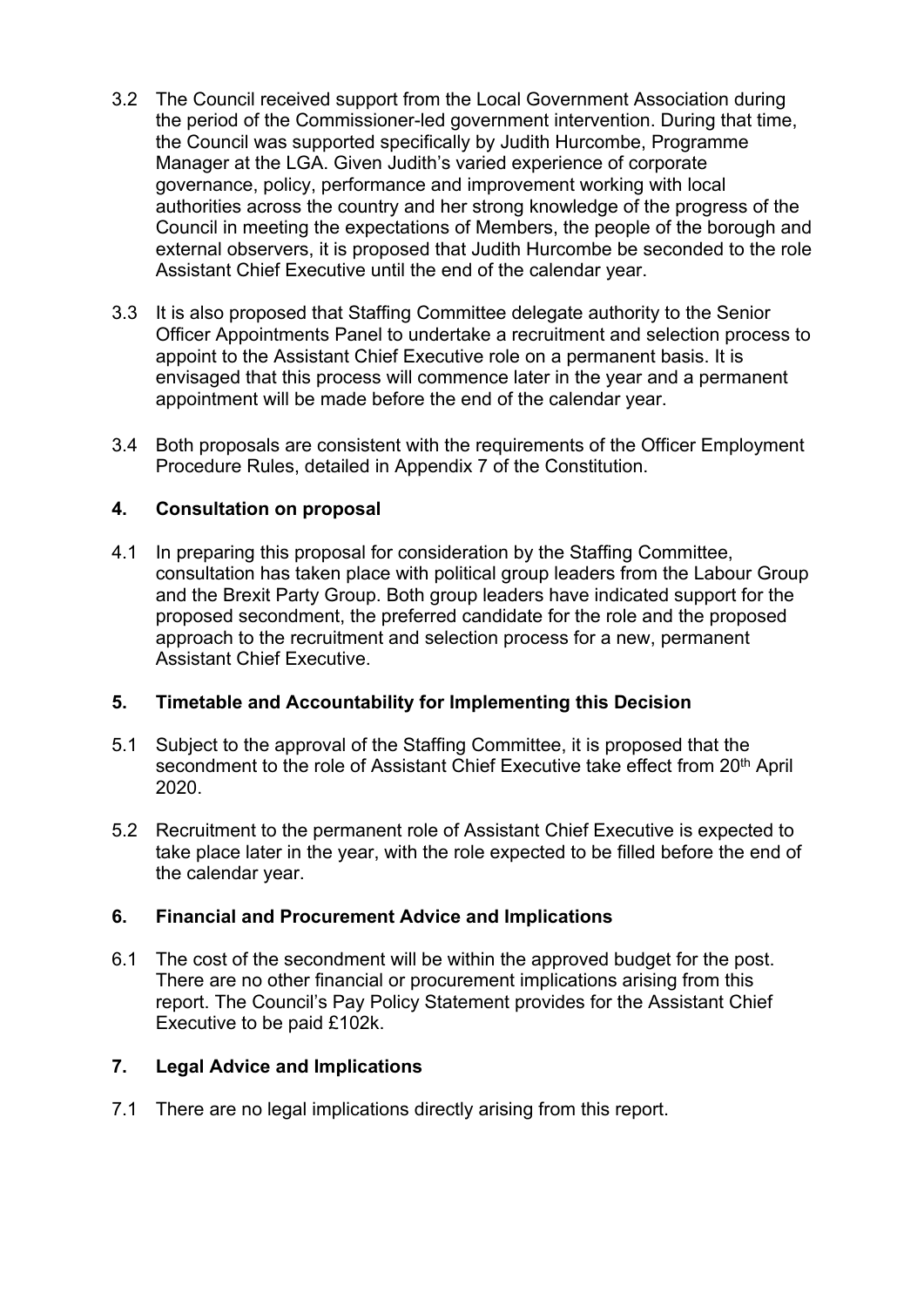3.2 The Council received support from the Local Government Association during the period of the Commissioner-led government intervention. During that time, the Council was supported specifically by Judith Hurcombe, Programme Manager at the LGA. Given Judith's varied experience of corporate governance, policy, performance and improvement working with local authorities across the country and her strong knowledge of the progress of the Council in meeting the expectations of Members, the people of the borough and external observers, it is proposed that Judith Hurcombe be seconded to the role Assistant Chief Executive until the end of the calendar year.

3.3 It is also proposed that Staffing Committee delegate authority to the Senior Officer Appointments Panel to undertake a recruitment and selection process to appoint to the Assistant Chief Executive role on a permanent basis. It is envisaged that this process will commence later in the year and a permanent appointment will be made before the end of the calendar year.

3.4 Both proposals are consistent with the requirements of the Officer Employment Procedure Rules, detailed in Appendix 7 of the Constitution.

## 4. Consultation on proposal

4.1 In preparing this proposal for consideration by the Staffing Committee, consultation has taken place with political group leaders from the Labour Group and the Brexit Party Group. Both group leaders have indicated support for the proposed secondment, the preferred candidate for the role and the proposed approach to the recruitment and selection process for a new, permanent Assistant Chief Executive.

## 5. Timetable and Accountability for Implementing this Decision

5.1 Subject to the approval of the Staffing Committee, it is proposed that the secondment to the role of Assistant Chief Executive take effect from 20th April 2020.

5.2 Recruitment to the permanent role of Assistant Chief Executive is expected to take place later in the year, with the role expected to be filled before the end of the calendar year.

## 6. Financial and Procurement Advice and Implications

6.1 The cost of the secondment will be within the approved budget for the post. There are no other financial or procurement implications arising from this report. The Council's Pay Policy Statement provides for the Assistant Chief Executive to be paid £102k.

## 7. Legal Advice and Implications

7.1 There are no legal implications directly arising from this report.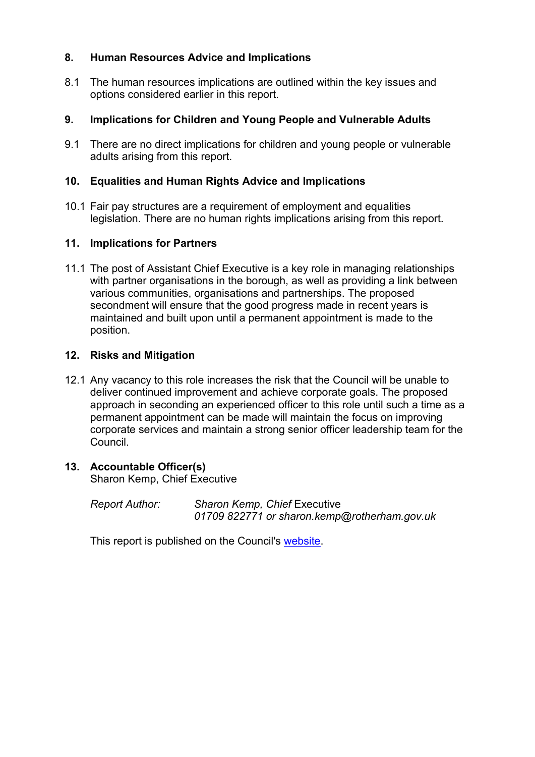## 8. Human Resources Advice and Implications

8.1 The human resources implications are outlined within the key issues and options considered earlier in this report.

## 9. Implications for Children and Young People and Vulnerable Adults

9.1 There are no direct implications for children and young people or vulnerable adults arising from this report.

## 10. Equalities and Human Rights Advice and Implications

10.1 Fair pay structures are a requirement of employment and equalities legislation. There are no human rights implications arising from this report.

## 11. Implications for Partners

11.1 The post of Assistant Chief Executive is a key role in managing relationships with partner organisations in the borough, as well as providing a link between various communities, organisations and partnerships. The proposed secondment will ensure that the good progress made in recent years is maintained and built upon until a permanent appointment is made to the position.

## 12. Risks and Mitigation

12.1 Any vacancy to this role increases the risk that the Council will be unable to deliver continued improvement and achieve corporate goals. The proposed approach in seconding an experienced officer to this role until such a time as a permanent appointment can be made will maintain the focus on improving corporate services and maintain a strong senior officer leadership team for the Council.

## 13. Accountable Officer(s)

Sharon Kemp, Chief Executive

*Report Author:* *Sharon Kemp, Chief* Executive
*01709 822771 or sharon.kemp@rotherham.gov.uk*

This report is published on the Council's website.